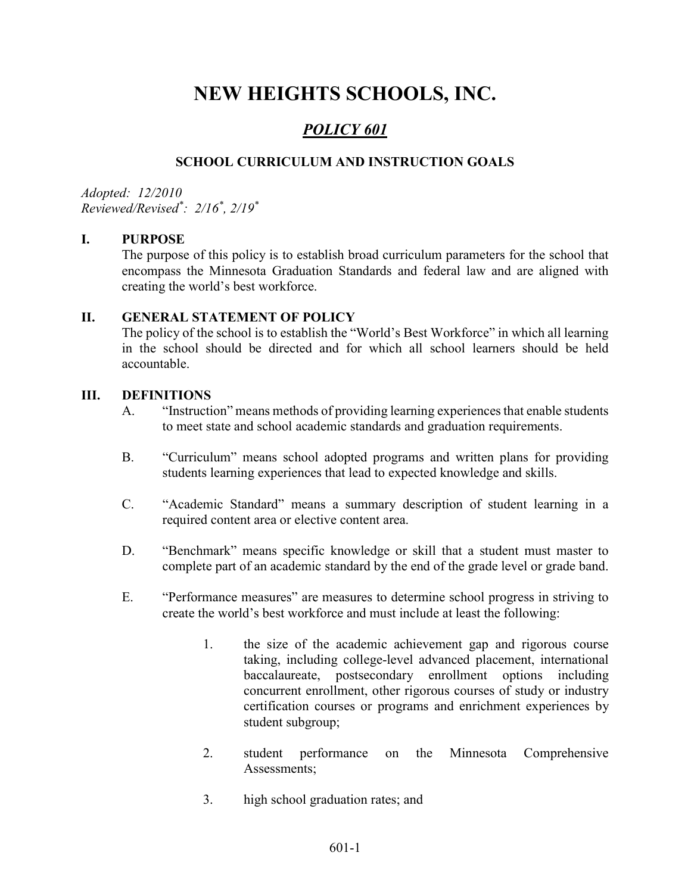# NEW HEIGHTS SCHOOLS, INC.

## *POLICY 601*

### SCHOOL CURRICULUM AND INSTRUCTION GOALS

*Adopted: 12/2010*
*Reviewed/Revised\*: 2/16\*, 2/19\**

## I. PURPOSE

The purpose of this policy is to establish broad curriculum parameters for the school that encompass the Minnesota Graduation Standards and federal law and are aligned with creating the world's best workforce.

## II. GENERAL STATEMENT OF POLICY

The policy of the school is to establish the "World's Best Workforce" in which all learning in the school should be directed and for which all school learners should be held accountable.

## III. DEFINITIONS

A. "Instruction" means methods of providing learning experiences that enable students to meet state and school academic standards and graduation requirements.

B. "Curriculum" means school adopted programs and written plans for providing students learning experiences that lead to expected knowledge and skills.

C. "Academic Standard" means a summary description of student learning in a required content area or elective content area.

D. "Benchmark" means specific knowledge or skill that a student must master to complete part of an academic standard by the end of the grade level or grade band.

E. "Performance measures" are measures to determine school progress in striving to create the world's best workforce and must include at least the following:

1. the size of the academic achievement gap and rigorous course taking, including college-level advanced placement, international baccalaureate, postsecondary enrollment options including concurrent enrollment, other rigorous courses of study or industry certification courses or programs and enrichment experiences by student subgroup;

2. student performance on the Minnesota Comprehensive Assessments;

3. high school graduation rates; and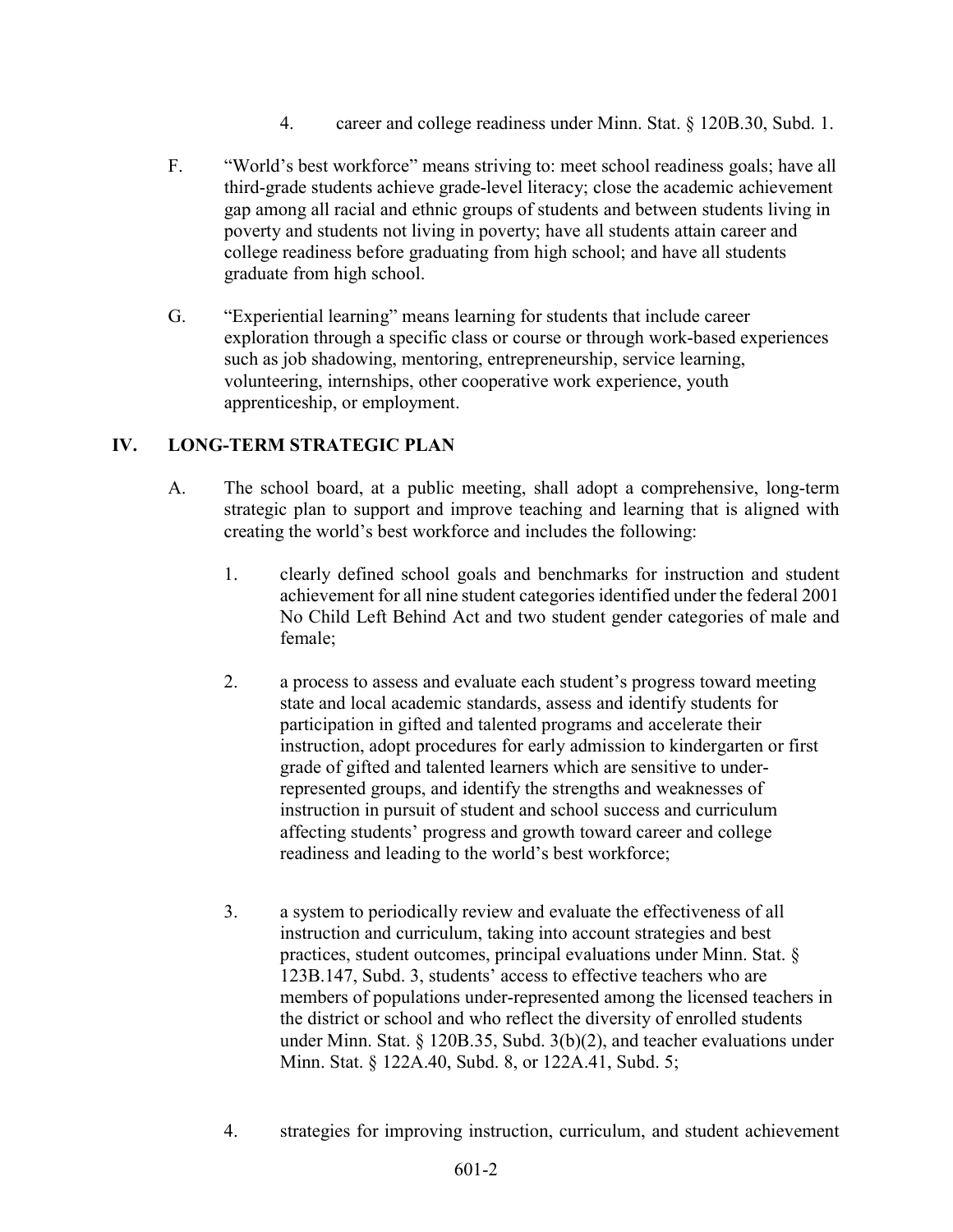4. career and college readiness under Minn. Stat. § 120B.30, Subd. 1.

F. "World's best workforce" means striving to: meet school readiness goals; have all third-grade students achieve grade-level literacy; close the academic achievement gap among all racial and ethnic groups of students and between students living in poverty and students not living in poverty; have all students attain career and college readiness before graduating from high school; and have all students graduate from high school.

G. "Experiential learning" means learning for students that include career exploration through a specific class or course or through work-based experiences such as job shadowing, mentoring, entrepreneurship, service learning, volunteering, internships, other cooperative work experience, youth apprenticeship, or employment.

## IV. LONG-TERM STRATEGIC PLAN

A. The school board, at a public meeting, shall adopt a comprehensive, long-term strategic plan to support and improve teaching and learning that is aligned with creating the world's best workforce and includes the following:

1. clearly defined school goals and benchmarks for instruction and student achievement for all nine student categories identified under the federal 2001 No Child Left Behind Act and two student gender categories of male and female;

2. a process to assess and evaluate each student's progress toward meeting state and local academic standards, assess and identify students for participation in gifted and talented programs and accelerate their instruction, adopt procedures for early admission to kindergarten or first grade of gifted and talented learners which are sensitive to under-represented groups, and identify the strengths and weaknesses of instruction in pursuit of student and school success and curriculum affecting students' progress and growth toward career and college readiness and leading to the world's best workforce;

3. a system to periodically review and evaluate the effectiveness of all instruction and curriculum, taking into account strategies and best practices, student outcomes, principal evaluations under Minn. Stat. § 123B.147, Subd. 3, students' access to effective teachers who are members of populations under-represented among the licensed teachers in the district or school and who reflect the diversity of enrolled students under Minn. Stat. § 120B.35, Subd. 3(b)(2), and teacher evaluations under Minn. Stat. § 122A.40, Subd. 8, or 122A.41, Subd. 5;

4. strategies for improving instruction, curriculum, and student achievement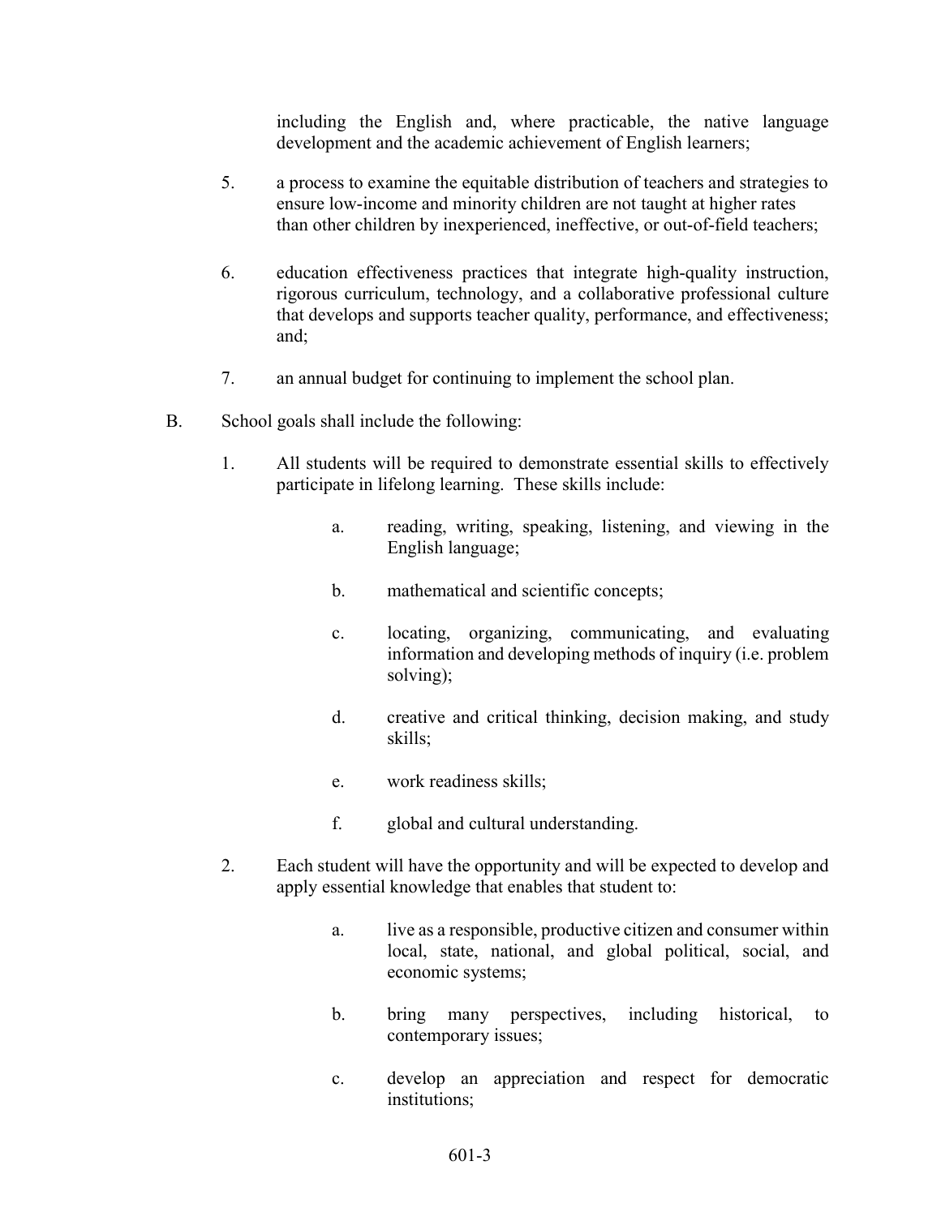including the English and, where practicable, the native language development and the academic achievement of English learners;

5. a process to examine the equitable distribution of teachers and strategies to ensure low-income and minority children are not taught at higher rates than other children by inexperienced, ineffective, or out-of-field teachers;

6. education effectiveness practices that integrate high-quality instruction, rigorous curriculum, technology, and a collaborative professional culture that develops and supports teacher quality, performance, and effectiveness; and;

7. an annual budget for continuing to implement the school plan.

B. School goals shall include the following:

   1. All students will be required to demonstrate essential skills to effectively participate in lifelong learning. These skills include:

      a. reading, writing, speaking, listening, and viewing in the English language;

      b. mathematical and scientific concepts;

      c. locating, organizing, communicating, and evaluating information and developing methods of inquiry (i.e. problem solving);

      d. creative and critical thinking, decision making, and study skills;

      e. work readiness skills;

      f. global and cultural understanding.

   2. Each student will have the opportunity and will be expected to develop and apply essential knowledge that enables that student to:

      a. live as a responsible, productive citizen and consumer within local, state, national, and global political, social, and economic systems;

      b. bring many perspectives, including historical, to contemporary issues;

      c. develop an appreciation and respect for democratic institutions;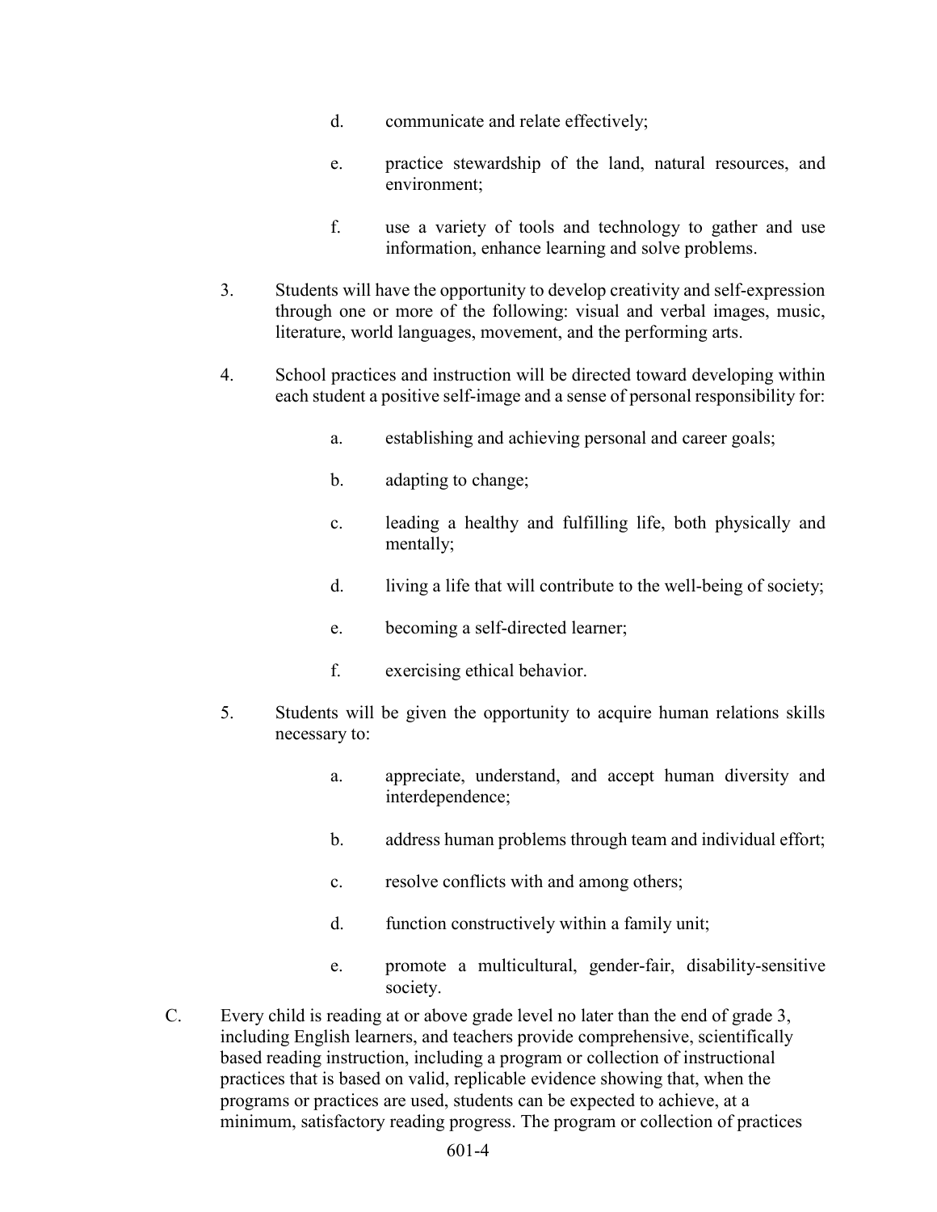d. communicate and relate effectively;

e. practice stewardship of the land, natural resources, and environment;

f. use a variety of tools and technology to gather and use information, enhance learning and solve problems.

3. Students will have the opportunity to develop creativity and self-expression through one or more of the following: visual and verbal images, music, literature, world languages, movement, and the performing arts.

4. School practices and instruction will be directed toward developing within each student a positive self-image and a sense of personal responsibility for:

   a. establishing and achieving personal and career goals;

   b. adapting to change;

   c. leading a healthy and fulfilling life, both physically and mentally;

   d. living a life that will contribute to the well-being of society;

   e. becoming a self-directed learner;

   f. exercising ethical behavior.

5. Students will be given the opportunity to acquire human relations skills necessary to:

   a. appreciate, understand, and accept human diversity and interdependence;

   b. address human problems through team and individual effort;

   c. resolve conflicts with and among others;

   d. function constructively within a family unit;

   e. promote a multicultural, gender-fair, disability-sensitive society.

C. Every child is reading at or above grade level no later than the end of grade 3, including English learners, and teachers provide comprehensive, scientifically based reading instruction, including a program or collection of instructional practices that is based on valid, replicable evidence showing that, when the programs or practices are used, students can be expected to achieve, at a minimum, satisfactory reading progress. The program or collection of practices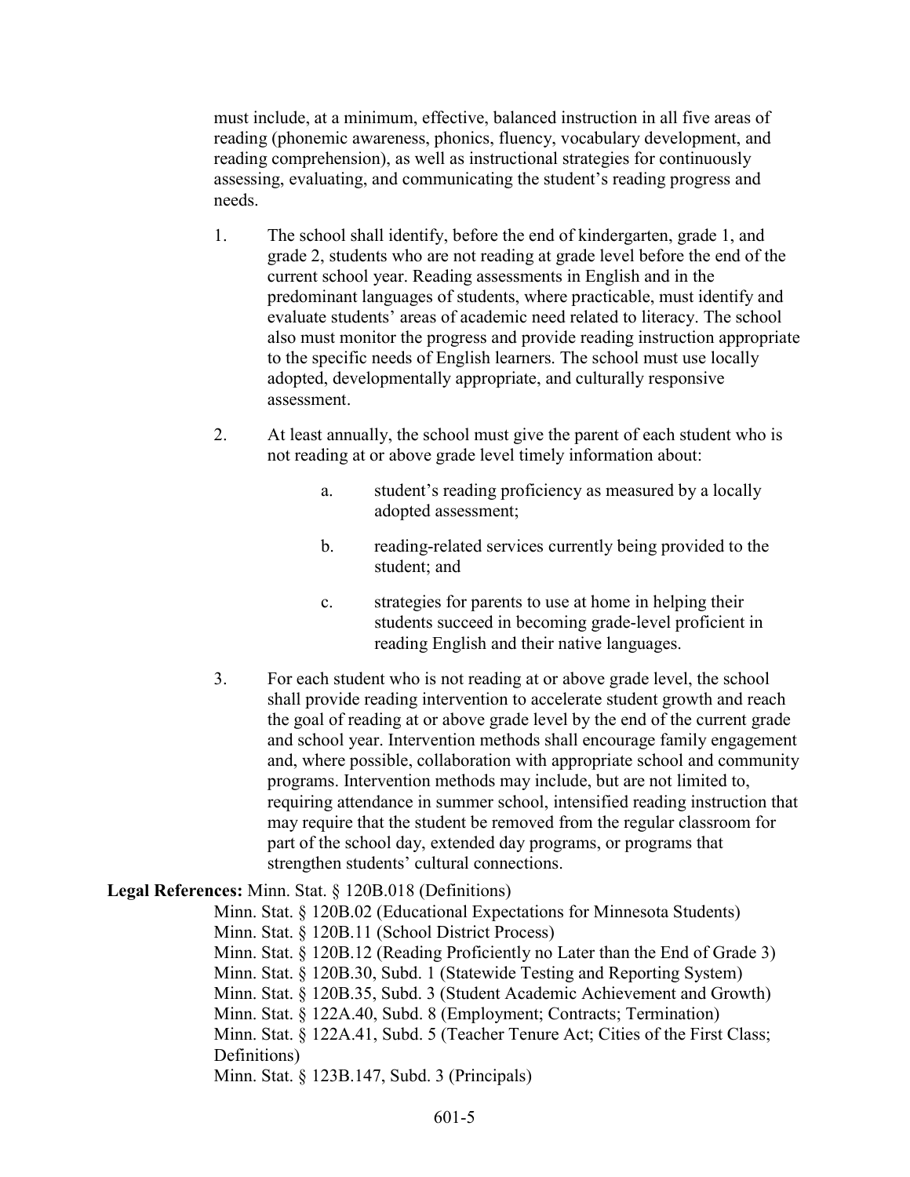must include, at a minimum, effective, balanced instruction in all five areas of reading (phonemic awareness, phonics, fluency, vocabulary development, and reading comprehension), as well as instructional strategies for continuously assessing, evaluating, and communicating the student's reading progress and needs.

1. The school shall identify, before the end of kindergarten, grade 1, and grade 2, students who are not reading at grade level before the end of the current school year. Reading assessments in English and in the predominant languages of students, where practicable, must identify and evaluate students' areas of academic need related to literacy. The school also must monitor the progress and provide reading instruction appropriate to the specific needs of English learners. The school must use locally adopted, developmentally appropriate, and culturally responsive assessment.

2. At least annually, the school must give the parent of each student who is not reading at or above grade level timely information about:

   a. student's reading proficiency as measured by a locally adopted assessment;

   b. reading-related services currently being provided to the student; and

   c. strategies for parents to use at home in helping their students succeed in becoming grade-level proficient in reading English and their native languages.

3. For each student who is not reading at or above grade level, the school shall provide reading intervention to accelerate student growth and reach the goal of reading at or above grade level by the end of the current grade and school year. Intervention methods shall encourage family engagement and, where possible, collaboration with appropriate school and community programs. Intervention methods may include, but are not limited to, requiring attendance in summer school, intensified reading instruction that may require that the student be removed from the regular classroom for part of the school day, extended day programs, or programs that strengthen students' cultural connections.

**Legal References:** Minn. Stat. § 120B.018 (Definitions)
Minn. Stat. § 120B.02 (Educational Expectations for Minnesota Students)
Minn. Stat. § 120B.11 (School District Process)
Minn. Stat. § 120B.12 (Reading Proficiently no Later than the End of Grade 3)
Minn. Stat. § 120B.30, Subd. 1 (Statewide Testing and Reporting System)
Minn. Stat. § 120B.35, Subd. 3 (Student Academic Achievement and Growth)
Minn. Stat. § 122A.40, Subd. 8 (Employment; Contracts; Termination)
Minn. Stat. § 122A.41, Subd. 5 (Teacher Tenure Act; Cities of the First Class; Definitions)
Minn. Stat. § 123B.147, Subd. 3 (Principals)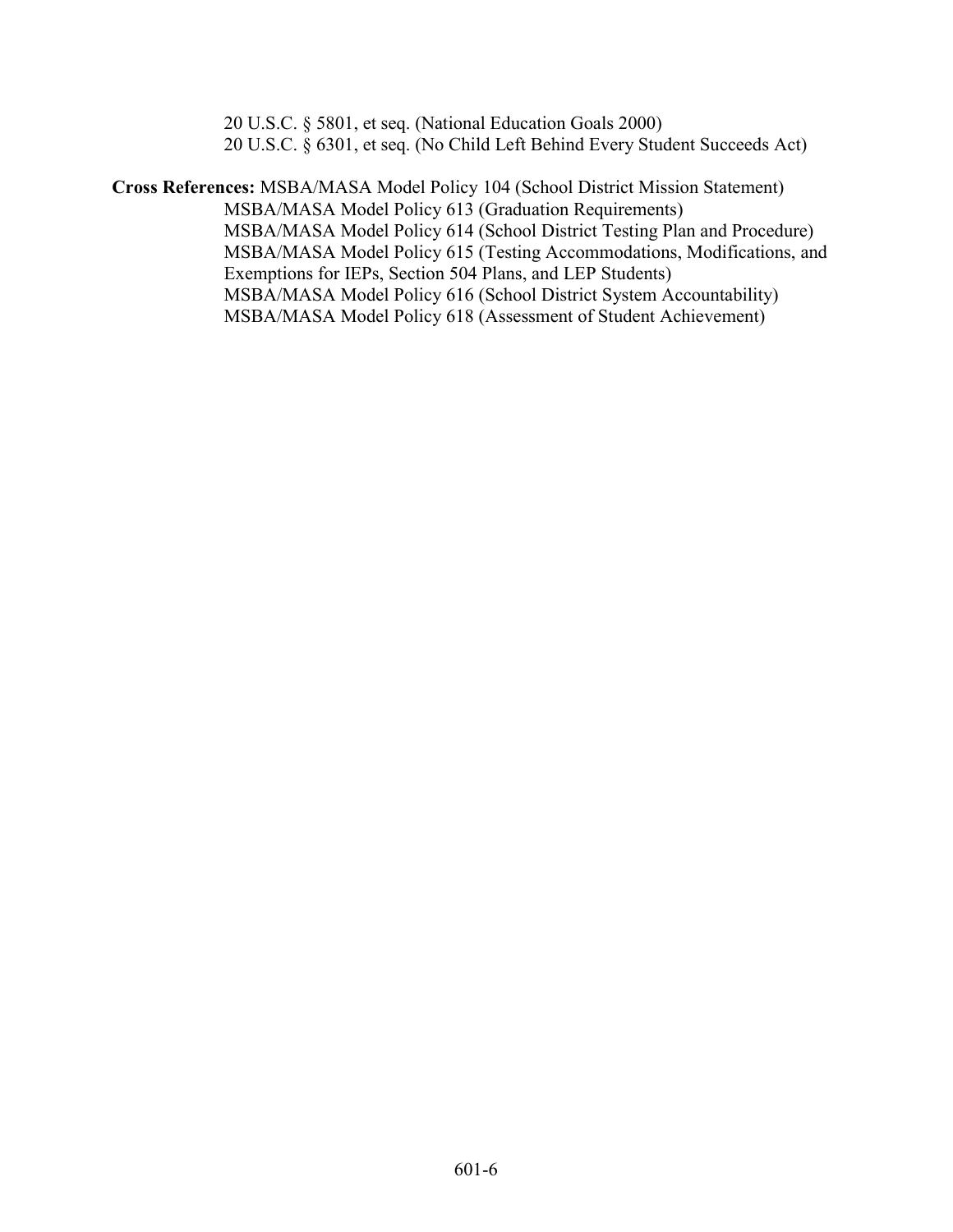20 U.S.C. § 5801, et seq. (National Education Goals 2000)
20 U.S.C. § 6301, et seq. (No Child Left Behind Every Student Succeeds Act)

**Cross References:** MSBA/MASA Model Policy 104 (School District Mission Statement)
MSBA/MASA Model Policy 613 (Graduation Requirements)
MSBA/MASA Model Policy 614 (School District Testing Plan and Procedure)
MSBA/MASA Model Policy 615 (Testing Accommodations, Modifications, and Exemptions for IEPs, Section 504 Plans, and LEP Students)
MSBA/MASA Model Policy 616 (School District System Accountability)
MSBA/MASA Model Policy 618 (Assessment of Student Achievement)